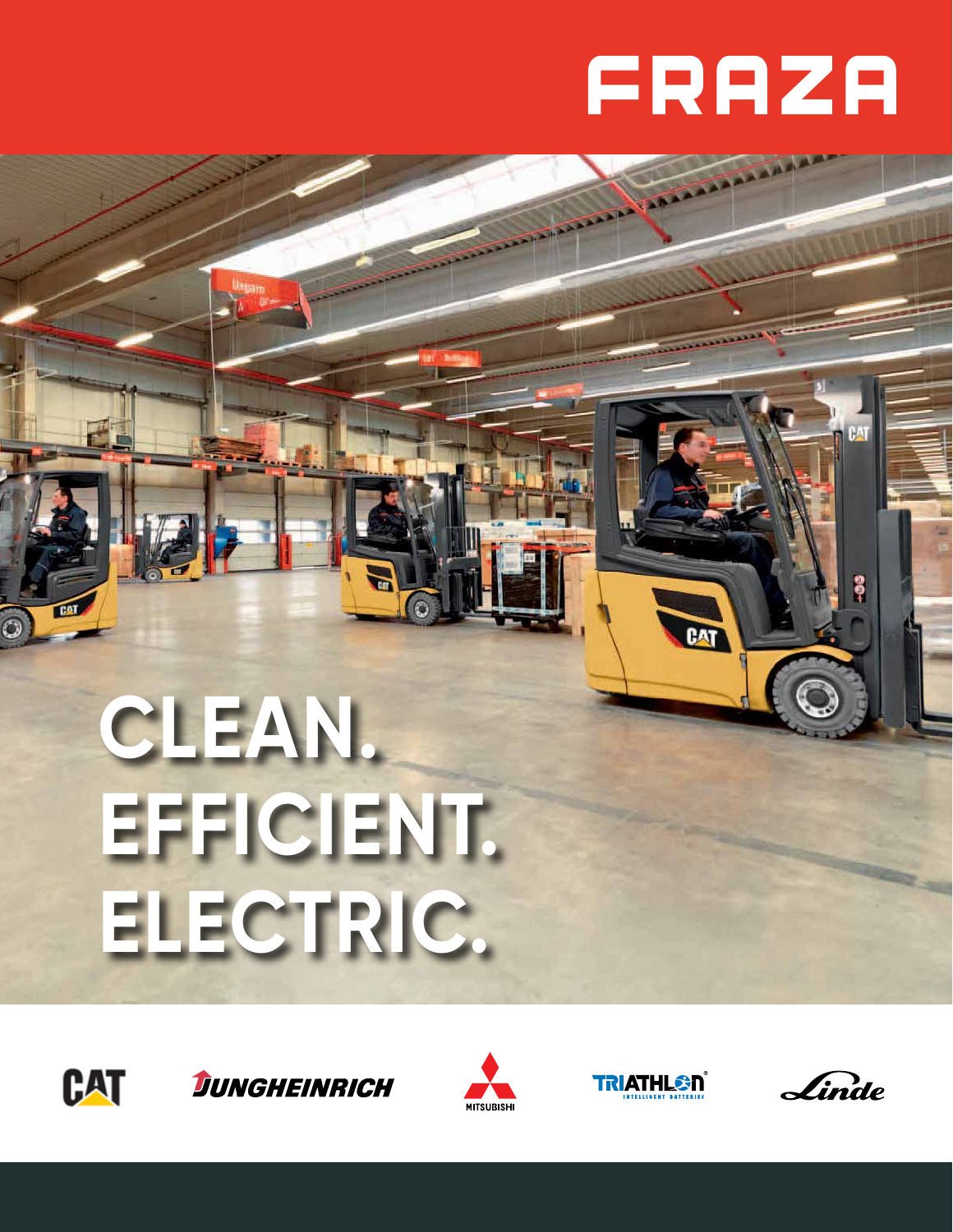# FRAZA

# CLEAN. EFFICIENT. ELECTRIC.

CAT JUNGHEINRICH MITSUBISHI TRIATHLON INTELLIGENT BATTERIES Linde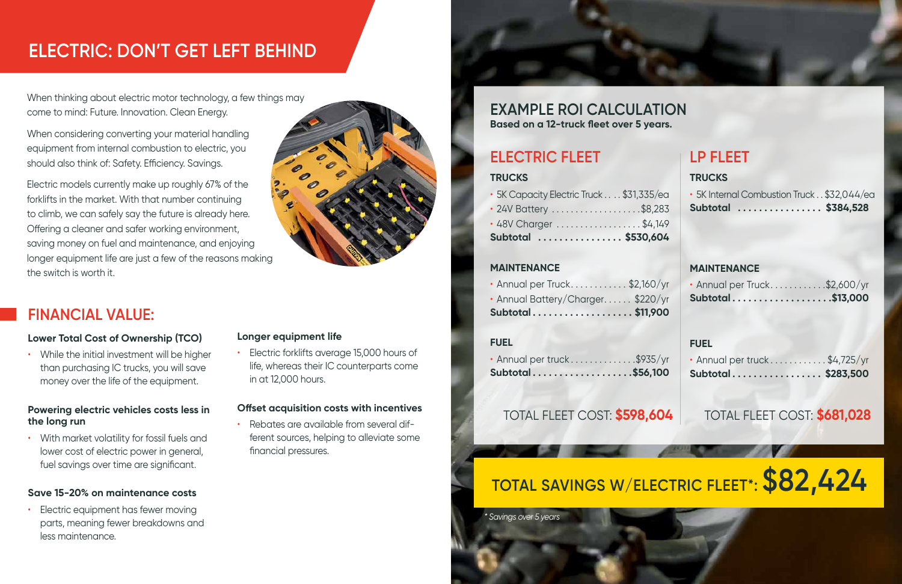# ELECTRIC: DON'T GET LEFT BEHIND

When thinking about electric motor technology, a few things may come to mind: Future. Innovation. Clean Energy.

When considering converting your material handling equipment from internal combustion to electric, you should also think of: Safety. Efficiency. Savings.

Electric models currently make up roughly 67% of the forklifts in the market. With that number continuing to climb, we can safely say the future is already here. Offering a cleaner and safer working environment, saving money on fuel and maintenance, and enjoying longer equipment life are just a few of the reasons making the switch is worth it.

## FINANCIAL VALUE:

**Lower Total Cost of Ownership (TCO)**

- While the initial investment will be higher than purchasing IC trucks, you will save money over the life of the equipment.

**Powering electric vehicles costs less in the long run**

- With market volatility for fossil fuels and lower cost of electric power in general, fuel savings over time are significant.

**Save 15-20% on maintenance costs**

- Electric equipment has fewer moving parts, meaning fewer breakdowns and less maintenance.

**Longer equipment life**

- Electric forklifts average 15,000 hours of life, whereas their IC counterparts come in at 12,000 hours.

**Offset acquisition costs with incentives**

- Rebates are available from several different sources, helping to alleviate some financial pressures.

## EXAMPLE ROI CALCULATION

**Based on a 12-truck fleet over 5 years.**

### ELECTRIC FLEET

**TRUCKS**

- 5K Capacity Electric Truck .... $31,335/ea
- 24V Battery .................... $8,283
- 48V Charger .................... $4,149

**Subtotal ................ $530,604**

**MAINTENANCE**

- Annual per Truck............ $2,160/yr
- Annual Battery/Charger...... $220/yr

**Subtotal ................... $11,900**

**FUEL**

- Annual per truck.............. $935/yr

**Subtotal ................... $56,100**

TOTAL FLEET COST: **$598,604**

### LP FLEET

**TRUCKS**

- 5K Internal Combustion Truck .. $32,044/ea

**Subtotal ................ $384,528**

**MAINTENANCE**

- Annual per Truck............ $2,600/yr

**Subtotal ................... $13,000**

**FUEL**

- Annual per truck............ $4,725/yr

**Subtotal ................. $283,500**

TOTAL FLEET COST: **$681,028**

## TOTAL SAVINGS W/ELECTRIC FLEET*: $82,424

*\* Savings over 5 years*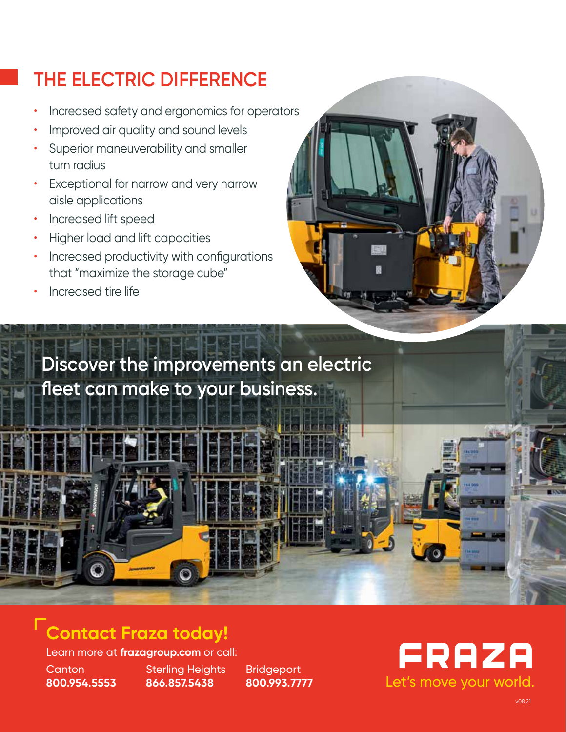## THE ELECTRIC DIFFERENCE

- Increased safety and ergonomics for operators
- Improved air quality and sound levels
- Superior maneuverability and smaller turn radius
- Exceptional for narrow and very narrow aisle applications
- Increased lift speed
- Higher load and lift capacities
- Increased productivity with configurations that "maximize the storage cube"
- Increased tire life

Discover the improvements an electric fleet can make to your business.

## Contact Fraza today!

Learn more at **frazagroup.com** or call:

Canton
**800.954.5553**

Sterling Heights
**866.857.5438**

Bridgeport
**800.993.7777**

FRAZA
Let's move your world.

v08.21